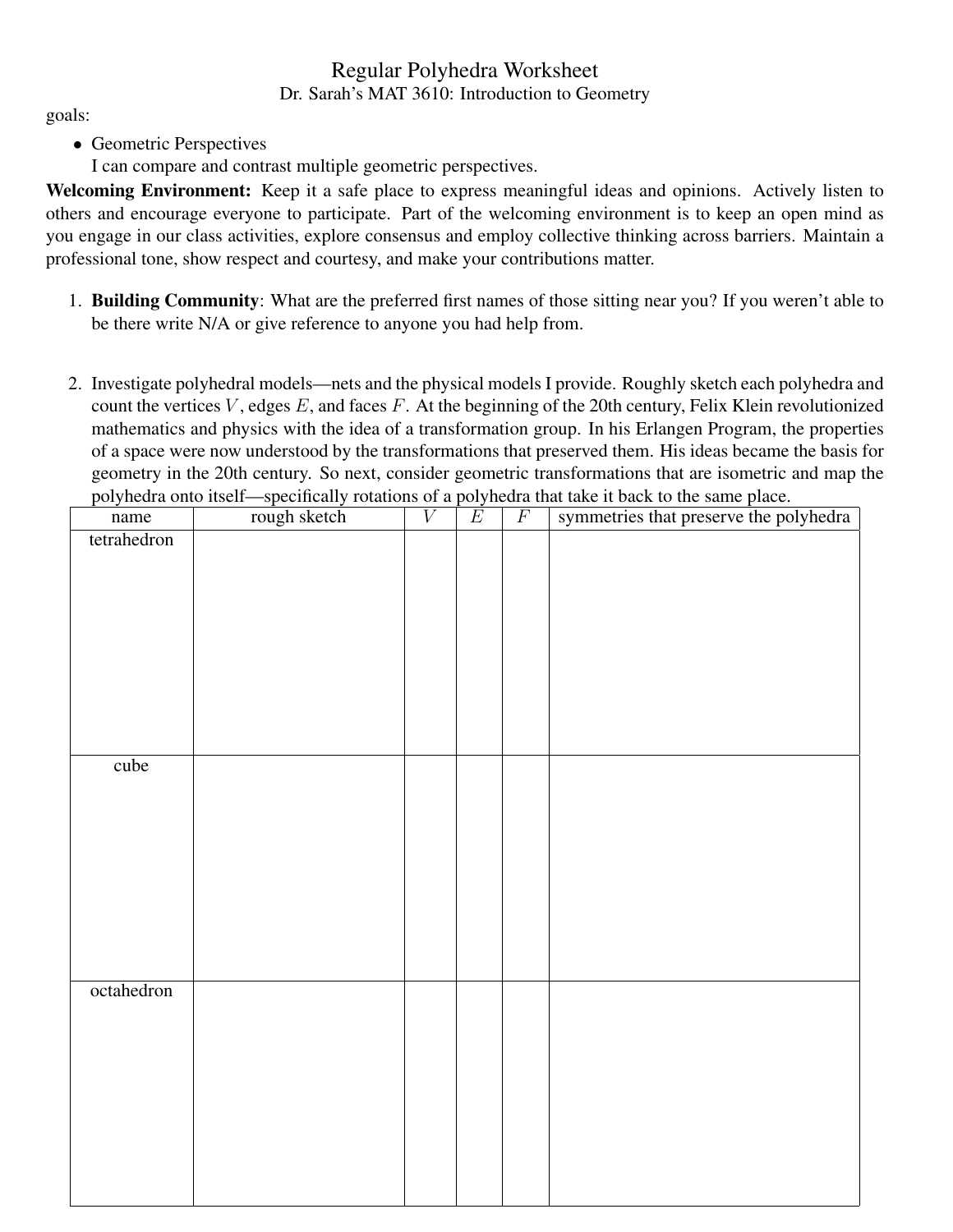# Regular Polyhedra Worksheet

Dr. Sarah's MAT 3610: Introduction to Geometry

goals:

- Geometric Perspectives
  I can compare and contrast multiple geometric perspectives.

**Welcoming Environment:** Keep it a safe place to express meaningful ideas and opinions. Actively listen to others and encourage everyone to participate. Part of the welcoming environment is to keep an open mind as you engage in our class activities, explore consensus and employ collective thinking across barriers. Maintain a professional tone, show respect and courtesy, and make your contributions matter.

1. **Building Community**: What are the preferred first names of those sitting near you? If you weren't able to be there write N/A or give reference to anyone you had help from.

2. Investigate polyhedral models—nets and the physical models I provide. Roughly sketch each polyhedra and count the vertices $V$, edges $E$, and faces $F$. At the beginning of the 20th century, Felix Klein revolutionized mathematics and physics with the idea of a transformation group. In his Erlangen Program, the properties of a space were now understood by the transformations that preserved them. His ideas became the basis for geometry in the 20th century. So next, consider geometric transformations that are isometric and map the polyhedra onto itself—specifically rotations of a polyhedra that take it back to the same place.

| name | rough sketch | $V$ | $E$ | $F$ | symmetries that preserve the polyhedra |
|---|---|---|---|---|---|
| tetrahedron | | | | | |
| cube | | | | | |
| octahedron | | | | | |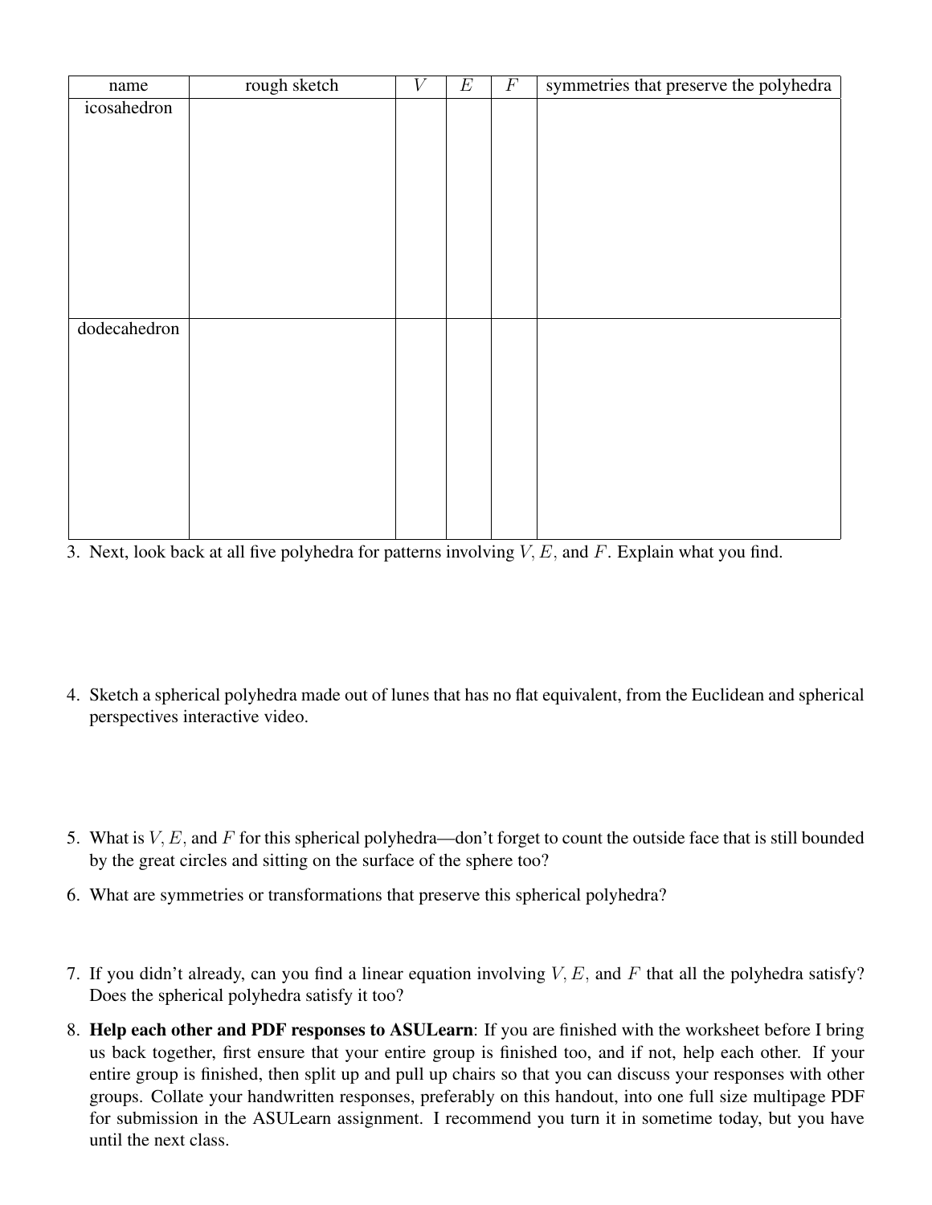| name | rough sketch | $V$ | $E$ | $F$ | symmetries that preserve the polyhedra |
| --- | --- | --- | --- | --- | --- |
| icosahedron | | | | | |
| dodecahedron | | | | | |

3. Next, look back at all five polyhedra for patterns involving $V, E,$ and $F$. Explain what you find.

4. Sketch a spherical polyhedra made out of lunes that has no flat equivalent, from the Euclidean and spherical perspectives interactive video.

5. What is $V, E,$ and $F$ for this spherical polyhedra—don't forget to count the outside face that is still bounded by the great circles and sitting on the surface of the sphere too?

6. What are symmetries or transformations that preserve this spherical polyhedra?

7. If you didn't already, can you find a linear equation involving $V, E,$ and $F$ that all the polyhedra satisfy? Does the spherical polyhedra satisfy it too?

8. **Help each other and PDF responses to ASULearn**: If you are finished with the worksheet before I bring us back together, first ensure that your entire group is finished too, and if not, help each other. If your entire group is finished, then split up and pull up chairs so that you can discuss your responses with other groups. Collate your handwritten responses, preferably on this handout, into one full size multipage PDF for submission in the ASULearn assignment. I recommend you turn it in sometime today, but you have until the next class.